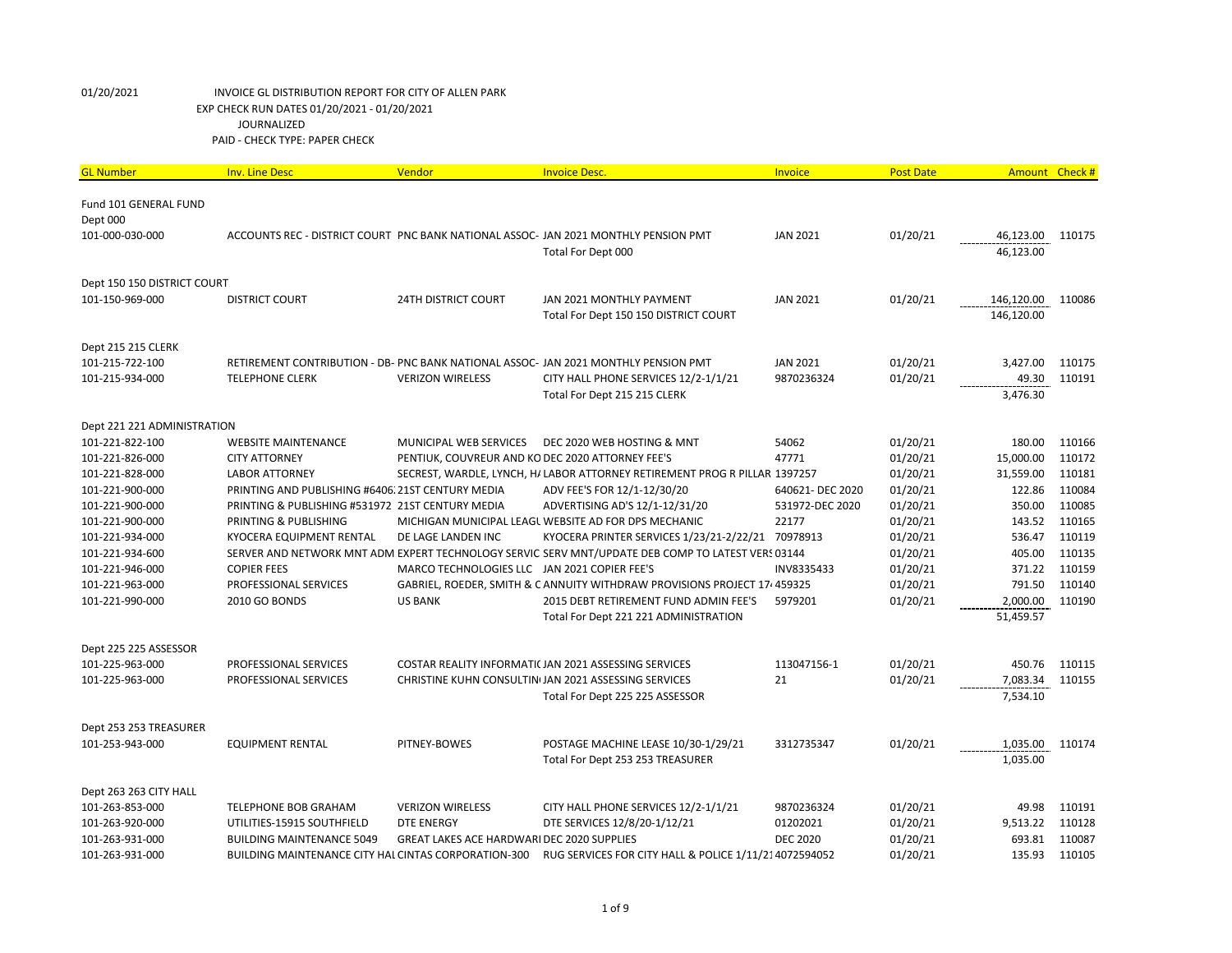01/20/2021 INVOICE GL DISTRIBUTION REPORT FOR CITY OF ALLEN PARK
EXP CHECK RUN DATES 01/20/2021 - 01/20/2021
JOURNALIZED
PAID - CHECK TYPE: PAPER CHECK

| GL Number | Inv. Line Desc | Vendor | Invoice Desc. | Invoice | Post Date | Amount | Check # |
|---|---|---|---|---|---|---|---|
| Fund 101 GENERAL FUND | | | | | | | |
| Dept 000 | | | | | | | |
| 101-000-030-000 | ACCOUNTS REC - DISTRICT COURT | PNC BANK NATIONAL ASSOC- | JAN 2021 MONTHLY PENSION PMT | JAN 2021 | 01/20/21 | 46,123.00 | 110175 |
| | | | Total For Dept 000 | | | 46,123.00 | |
| Dept 150 150 DISTRICT COURT | | | | | | | |
| 101-150-969-000 | DISTRICT COURT | 24TH DISTRICT COURT | JAN 2021 MONTHLY PAYMENT | JAN 2021 | 01/20/21 | 146,120.00 | 110086 |
| | | | Total For Dept 150 150 DISTRICT COURT | | | 146,120.00 | |
| Dept 215 215 CLERK | | | | | | | |
| 101-215-722-100 | RETIREMENT CONTRIBUTION - DB- | PNC BANK NATIONAL ASSOC- | JAN 2021 MONTHLY PENSION PMT | JAN 2021 | 01/20/21 | 3,427.00 | 110175 |
| 101-215-934-000 | TELEPHONE CLERK | VERIZON WIRELESS | CITY HALL PHONE SERVICES 12/2-1/1/21 | 9870236324 | 01/20/21 | 49.30 | 110191 |
| | | | Total For Dept 215 215 CLERK | | | 3,476.30 | |
| Dept 221 221 ADMINISTRATION | | | | | | | |
| 101-221-822-100 | WEBSITE MAINTENANCE | MUNICIPAL WEB SERVICES | DEC 2020 WEB HOSTING & MNT | 54062 | 01/20/21 | 180.00 | 110166 |
| 101-221-826-000 | CITY ATTORNEY | PENTIUK, COUVREUR AND KO | DEC 2020 ATTORNEY FEE'S | 47771 | 01/20/21 | 15,000.00 | 110172 |
| 101-221-828-000 | LABOR ATTORNEY | SECREST, WARDLE, LYNCH, HA | LABOR ATTORNEY RETIREMENT PROG R PILLAR | 1397257 | 01/20/21 | 31,559.00 | 110181 |
| 101-221-900-000 | PRINTING AND PUBLISHING #6406: | 21ST CENTURY MEDIA | ADV FEE'S FOR 12/1-12/30/20 | 640621- DEC 2020 | 01/20/21 | 122.86 | 110084 |
| 101-221-900-000 | PRINTING & PUBLISHING #531972 | 21ST CENTURY MEDIA | ADVERTISING AD'S 12/1-12/31/20 | 531972-DEC 2020 | 01/20/21 | 350.00 | 110085 |
| 101-221-900-000 | PRINTING & PUBLISHING | MICHIGAN MUNICIPAL LEAGU | WEBSITE AD FOR DPS MECHANIC | 22177 | 01/20/21 | 143.52 | 110165 |
| 101-221-934-000 | KYOCERA EQUIPMENT RENTAL | DE LAGE LANDEN INC | KYOCERA PRINTER SERVICES 1/23/21-2/22/21 | 70978913 | 01/20/21 | 536.47 | 110119 |
| 101-221-934-600 | SERVER AND NETWORK MNT ADM | EXPERT TECHNOLOGY SERVIC | SERV MNT/UPDATE DEB COMP TO LATEST VERS | 03144 | 01/20/21 | 405.00 | 110135 |
| 101-221-946-000 | COPIER FEES | MARCO TECHNOLOGIES LLC | JAN 2021 COPIER FEE'S | INV8335433 | 01/20/21 | 371.22 | 110159 |
| 101-221-963-000 | PROFESSIONAL SERVICES | GABRIEL, ROEDER, SMITH & C | ANNUITY WITHDRAW PROVISIONS PROJECT 17 | 459325 | 01/20/21 | 791.50 | 110140 |
| 101-221-990-000 | 2010 GO BONDS | US BANK | 2015 DEBT RETIREMENT FUND ADMIN FEE'S | 5979201 | 01/20/21 | 2,000.00 | 110190 |
| | | | Total For Dept 221 221 ADMINISTRATION | | | 51,459.57 | |
| Dept 225 225 ASSESSOR | | | | | | | |
| 101-225-963-000 | PROFESSIONAL SERVICES | COSTAR REALITY INFORMATIC | JAN 2021 ASSESSING SERVICES | 113047156-1 | 01/20/21 | 450.76 | 110115 |
| 101-225-963-000 | PROFESSIONAL SERVICES | CHRISTINE KUHN CONSULTIN | JAN 2021 ASSESSING SERVICES | 21 | 01/20/21 | 7,083.34 | 110155 |
| | | | Total For Dept 225 225 ASSESSOR | | | 7,534.10 | |
| Dept 253 253 TREASURER | | | | | | | |
| 101-253-943-000 | EQUIPMENT RENTAL | PITNEY-BOWES | POSTAGE MACHINE LEASE 10/30-1/29/21 | 3312735347 | 01/20/21 | 1,035.00 | 110174 |
| | | | Total For Dept 253 253 TREASURER | | | 1,035.00 | |
| Dept 263 263 CITY HALL | | | | | | | |
| 101-263-853-000 | TELEPHONE BOB GRAHAM | VERIZON WIRELESS | CITY HALL PHONE SERVICES 12/2-1/1/21 | 9870236324 | 01/20/21 | 49.98 | 110191 |
| 101-263-920-000 | UTILITIES-15915 SOUTHFIELD | DTE ENERGY | DTE SERVICES 12/8/20-1/12/21 | 01202021 | 01/20/21 | 9,513.22 | 110128 |
| 101-263-931-000 | BUILDING MAINTENANCE 5049 | GREAT LAKES ACE HARDWARI | DEC 2020 SUPPLIES | DEC 2020 | 01/20/21 | 693.81 | 110087 |
| 101-263-931-000 | BUILDING MAINTENANCE CITY HAL | CINTAS CORPORATION-300 | RUG SERVICES FOR CITY HALL & POLICE 1/11/21 | 4072594052 | 01/20/21 | 135.93 | 110105 |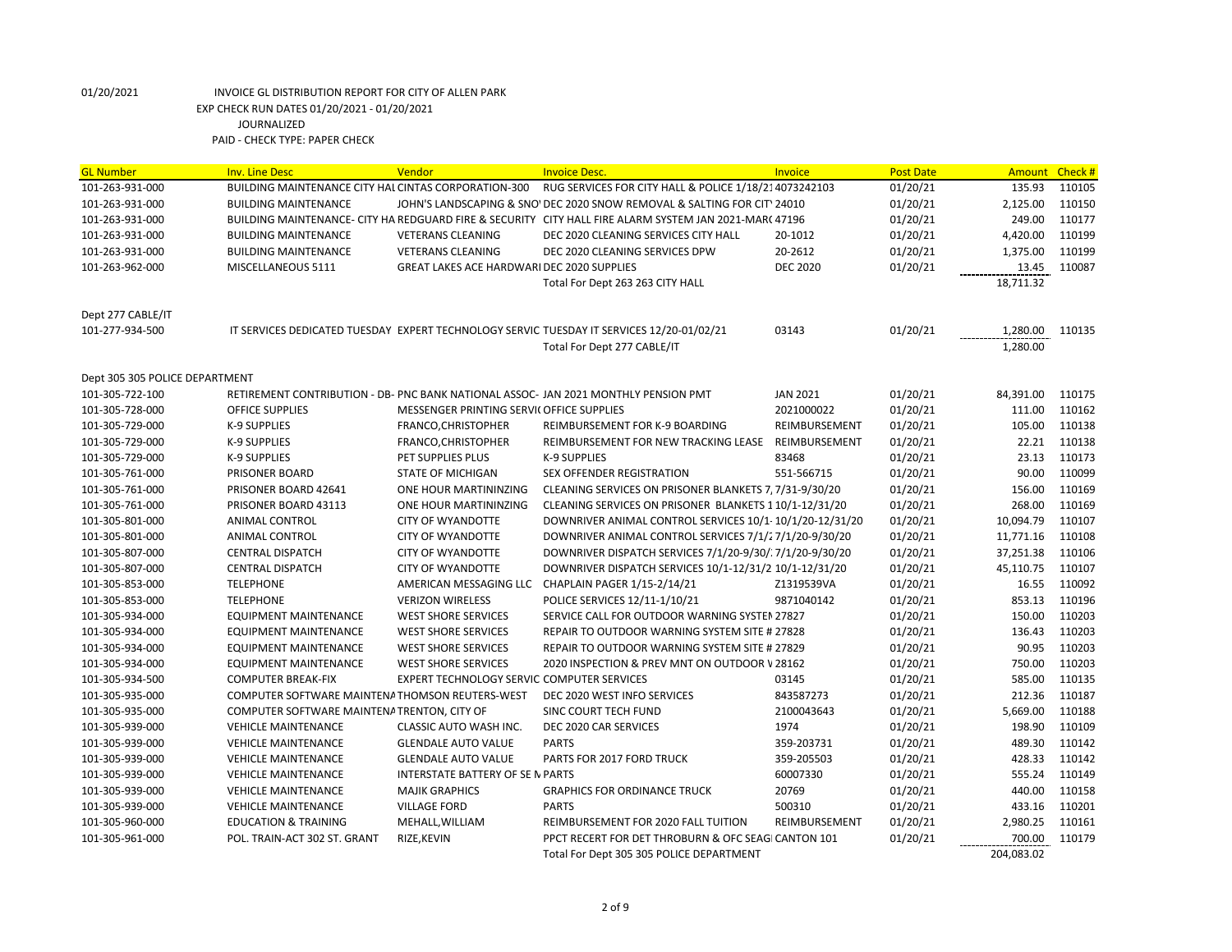01/20/2021 INVOICE GL DISTRIBUTION REPORT FOR CITY OF ALLEN PARK

EXP CHECK RUN DATES 01/20/2021 - 01/20/2021

JOURNALIZED

PAID - CHECK TYPE: PAPER CHECK

| GL Number | Inv. Line Desc | Vendor | Invoice Desc. | Invoice | Post Date | Amount | Check # |
|---|---|---|---|---|---|---|---|
| 101-263-931-000 | BUILDING MAINTENANCE CITY HAL CINTAS CORPORATION-300 | | RUG SERVICES FOR CITY HALL & POLICE 1/18/21 4073242103 | | 01/20/21 | 135.93 | 110105 |
| 101-263-931-000 | BUILDING MAINTENANCE | JOHN'S LANDSCAPING & SNO' DEC 2020 SNOW REMOVAL & SALTING FOR CIT' 24010 | | | 01/20/21 | 2,125.00 | 110150 |
| 101-263-931-000 | BUILDING MAINTENANCE- CITY HA REDGUARD FIRE & SECURITY | | CITY HALL FIRE ALARM SYSTEM JAN 2021-MAR( 47196 | | 01/20/21 | 249.00 | 110177 |
| 101-263-931-000 | BUILDING MAINTENANCE | VETERANS CLEANING | DEC 2020 CLEANING SERVICES CITY HALL | 20-1012 | 01/20/21 | 4,420.00 | 110199 |
| 101-263-931-000 | BUILDING MAINTENANCE | VETERANS CLEANING | DEC 2020 CLEANING SERVICES DPW | 20-2612 | 01/20/21 | 1,375.00 | 110199 |
| 101-263-962-000 | MISCELLANEOUS 5111 | GREAT LAKES ACE HARDWARI DEC 2020 SUPPLIES | | DEC 2020 | 01/20/21 | 13.45 | 110087 |
| | | | Total For Dept 263 263 CITY HALL | | | 18,711.32 | |
| Dept 277 CABLE/IT | | | | | | | |
| 101-277-934-500 | IT SERVICES DEDICATED TUESDAY | EXPERT TECHNOLOGY SERVIC | TUESDAY IT SERVICES 12/20-01/02/21 | 03143 | 01/20/21 | 1,280.00 | 110135 |
| | | | Total For Dept 277 CABLE/IT | | | 1,280.00 | |
| Dept 305 305 POLICE DEPARTMENT | | | | | | | |
| 101-305-722-100 | RETIREMENT CONTRIBUTION - DB- | PNC BANK NATIONAL ASSOC- | JAN 2021 MONTHLY PENSION PMT | JAN 2021 | 01/20/21 | 84,391.00 | 110175 |
| 101-305-728-000 | OFFICE SUPPLIES | MESSENGER PRINTING SERVI( OFFICE SUPPLIES | | 2021000022 | 01/20/21 | 111.00 | 110162 |
| 101-305-729-000 | K-9 SUPPLIES | FRANCO,CHRISTOPHER | REIMBURSEMENT FOR K-9 BOARDING | REIMBURSEMENT | 01/20/21 | 105.00 | 110138 |
| 101-305-729-000 | K-9 SUPPLIES | FRANCO,CHRISTOPHER | REIMBURSEMENT FOR NEW TRACKING LEASE | REIMBURSEMENT | 01/20/21 | 22.21 | 110138 |
| 101-305-729-000 | K-9 SUPPLIES | PET SUPPLIES PLUS | K-9 SUPPLIES | 83468 | 01/20/21 | 23.13 | 110173 |
| 101-305-761-000 | PRISONER BOARD | STATE OF MICHIGAN | SEX OFFENDER REGISTRATION | 551-566715 | 01/20/21 | 90.00 | 110099 |
| 101-305-761-000 | PRISONER BOARD 42641 | ONE HOUR MARTININZING | CLEANING SERVICES ON PRISONER BLANKETS 7, 7/31-9/30/20 | | 01/20/21 | 156.00 | 110169 |
| 101-305-761-000 | PRISONER BOARD 43113 | ONE HOUR MARTININZING | CLEANING SERVICES ON PRISONER BLANKETS 1 10/1-12/31/20 | | 01/20/21 | 268.00 | 110169 |
| 101-305-801-000 | ANIMAL CONTROL | CITY OF WYANDOTTE | DOWNRIVER ANIMAL CONTROL SERVICES 10/1- 10/1/20-12/31/20 | | 01/20/21 | 10,094.79 | 110107 |
| 101-305-801-000 | ANIMAL CONTROL | CITY OF WYANDOTTE | DOWNRIVER ANIMAL CONTROL SERVICES 7/1/2 7/1/20-9/30/20 | | 01/20/21 | 11,771.16 | 110108 |
| 101-305-807-000 | CENTRAL DISPATCH | CITY OF WYANDOTTE | DOWNRIVER DISPATCH SERVICES 7/1/20-9/30/: 7/1/20-9/30/20 | | 01/20/21 | 37,251.38 | 110106 |
| 101-305-807-000 | CENTRAL DISPATCH | CITY OF WYANDOTTE | DOWNRIVER DISPATCH SERVICES 10/1-12/31/2 10/1-12/31/20 | | 01/20/21 | 45,110.75 | 110107 |
| 101-305-853-000 | TELEPHONE | AMERICAN MESSAGING LLC | CHAPLAIN PAGER 1/15-2/14/21 | Z1319539VA | 01/20/21 | 16.55 | 110092 |
| 101-305-853-000 | TELEPHONE | VERIZON WIRELESS | POLICE SERVICES 12/11-1/10/21 | 9871040142 | 01/20/21 | 853.13 | 110196 |
| 101-305-934-000 | EQUIPMENT MAINTENANCE | WEST SHORE SERVICES | SERVICE CALL FOR OUTDOOR WARNING SYSTEI 27827 | | 01/20/21 | 150.00 | 110203 |
| 101-305-934-000 | EQUIPMENT MAINTENANCE | WEST SHORE SERVICES | REPAIR TO OUTDOOR WARNING SYSTEM SITE # 27828 | | 01/20/21 | 136.43 | 110203 |
| 101-305-934-000 | EQUIPMENT MAINTENANCE | WEST SHORE SERVICES | REPAIR TO OUTDOOR WARNING SYSTEM SITE # 27829 | | 01/20/21 | 90.95 | 110203 |
| 101-305-934-000 | EQUIPMENT MAINTENANCE | WEST SHORE SERVICES | 2020 INSPECTION & PREV MNT ON OUTDOOR V 28162 | | 01/20/21 | 750.00 | 110203 |
| 101-305-934-500 | COMPUTER BREAK-FIX | EXPERT TECHNOLOGY SERVIC COMPUTER SERVICES | | 03145 | 01/20/21 | 585.00 | 110135 |
| 101-305-935-000 | COMPUTER SOFTWARE MAINTENA THOMSON REUTERS-WEST | | DEC 2020 WEST INFO SERVICES | 843587273 | 01/20/21 | 212.36 | 110187 |
| 101-305-935-000 | COMPUTER SOFTWARE MAINTENA TRENTON, CITY OF | | SINC COURT TECH FUND | 2100043643 | 01/20/21 | 5,669.00 | 110188 |
| 101-305-939-000 | VEHICLE MAINTENANCE | CLASSIC AUTO WASH INC. | DEC 2020 CAR SERVICES | 1974 | 01/20/21 | 198.90 | 110109 |
| 101-305-939-000 | VEHICLE MAINTENANCE | GLENDALE AUTO VALUE | PARTS | 359-203731 | 01/20/21 | 489.30 | 110142 |
| 101-305-939-000 | VEHICLE MAINTENANCE | GLENDALE AUTO VALUE | PARTS FOR 2017 FORD TRUCK | 359-205503 | 01/20/21 | 428.33 | 110142 |
| 101-305-939-000 | VEHICLE MAINTENANCE | INTERSTATE BATTERY OF SE N PARTS | | 60007330 | 01/20/21 | 555.24 | 110149 |
| 101-305-939-000 | VEHICLE MAINTENANCE | MAJIK GRAPHICS | GRAPHICS FOR ORDINANCE TRUCK | 20769 | 01/20/21 | 440.00 | 110158 |
| 101-305-939-000 | VEHICLE MAINTENANCE | VILLAGE FORD | PARTS | 500310 | 01/20/21 | 433.16 | 110201 |
| 101-305-960-000 | EDUCATION & TRAINING | MEHALL,WILLIAM | REIMBURSEMENT FOR 2020 FALL TUITION | REIMBURSEMENT | 01/20/21 | 2,980.25 | 110161 |
| 101-305-961-000 | POL. TRAIN-ACT 302 ST. GRANT | RIZE,KEVIN | PPCT RECERT FOR DET THROBURN & OFC SEAGI CANTON 101 | | 01/20/21 | 700.00 | 110179 |
| | | | Total For Dept 305 305 POLICE DEPARTMENT | | | 204,083.02 | |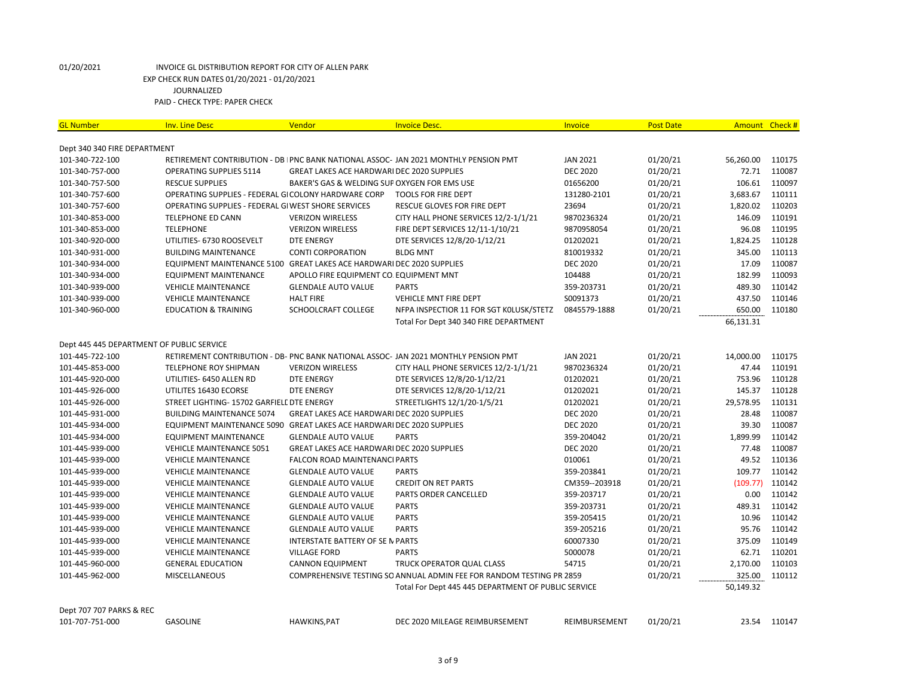01/20/2021 INVOICE GL DISTRIBUTION REPORT FOR CITY OF ALLEN PARK
EXP CHECK RUN DATES 01/20/2021 - 01/20/2021
JOURNALIZED
PAID - CHECK TYPE: PAPER CHECK

| GL Number | Inv. Line Desc | Vendor | Invoice Desc. | Invoice | Post Date | Amount | Check # |
|---|---|---|---|---|---|---|---|
| Dept 340 340 FIRE DEPARTMENT | | | | | | | |
| 101-340-722-100 | RETIREMENT CONTRIBUTION - DB | PNC BANK NATIONAL ASSOC- | JAN 2021 MONTHLY PENSION PMT | JAN 2021 | 01/20/21 | 56,260.00 | 110175 |
| 101-340-757-000 | OPERATING SUPPLIES 5114 | GREAT LAKES ACE HARDWARI | DEC 2020 SUPPLIES | DEC 2020 | 01/20/21 | 72.71 | 110087 |
| 101-340-757-500 | RESCUE SUPPLIES | BAKER'S GAS & WELDING SUF | OXYGEN FOR EMS USE | 01656200 | 01/20/21 | 106.61 | 110097 |
| 101-340-757-600 | OPERATING SUPPLIES - FEDERAL GI | COLONY HARDWARE CORP | TOOLS FOR FIRE DEPT | 131280-2101 | 01/20/21 | 3,683.67 | 110111 |
| 101-340-757-600 | OPERATING SUPPLIES - FEDERAL GI | WEST SHORE SERVICES | RESCUE GLOVES FOR FIRE DEPT | 23694 | 01/20/21 | 1,820.02 | 110203 |
| 101-340-853-000 | TELEPHONE ED CANN | VERIZON WIRELESS | CITY HALL PHONE SERVICES 12/2-1/1/21 | 9870236324 | 01/20/21 | 146.09 | 110191 |
| 101-340-853-000 | TELEPHONE | VERIZON WIRELESS | FIRE DEPT SERVICES 12/11-1/10/21 | 9870958054 | 01/20/21 | 96.08 | 110195 |
| 101-340-920-000 | UTILITIES- 6730 ROOSEVELT | DTE ENERGY | DTE SERVICES 12/8/20-1/12/21 | 01202021 | 01/20/21 | 1,824.25 | 110128 |
| 101-340-931-000 | BUILDING MAINTENANCE | CONTI CORPORATION | BLDG MNT | 810019332 | 01/20/21 | 345.00 | 110113 |
| 101-340-934-000 | EQUIPMENT MAINTENANCE 5100 | GREAT LAKES ACE HARDWARI | DEC 2020 SUPPLIES | DEC 2020 | 01/20/21 | 17.09 | 110087 |
| 101-340-934-000 | EQUIPMENT MAINTENANCE | APOLLO FIRE EQUIPMENT CO. | EQUIPMENT MNT | 104488 | 01/20/21 | 182.99 | 110093 |
| 101-340-939-000 | VEHICLE MAINTENANCE | GLENDALE AUTO VALUE | PARTS | 359-203731 | 01/20/21 | 489.30 | 110142 |
| 101-340-939-000 | VEHICLE MAINTENANCE | HALT FIRE | VEHICLE MNT FIRE DEPT | S0091373 | 01/20/21 | 437.50 | 110146 |
| 101-340-960-000 | EDUCATION & TRAINING | SCHOOLCRAFT COLLEGE | NFPA INSPECTIOR 11 FOR SGT KOLUSK/STETZ | 0845579-1888 | 01/20/21 | 650.00 | 110180 |
| | | | Total For Dept 340 340 FIRE DEPARTMENT | | | 66,131.31 | |
| Dept 445 445 DEPARTMENT OF PUBLIC SERVICE | | | | | | | |
| 101-445-722-100 | RETIREMENT CONTRIBUTION - DB- | PNC BANK NATIONAL ASSOC- | JAN 2021 MONTHLY PENSION PMT | JAN 2021 | 01/20/21 | 14,000.00 | 110175 |
| 101-445-853-000 | TELEPHONE ROY SHIPMAN | VERIZON WIRELESS | CITY HALL PHONE SERVICES 12/2-1/1/21 | 9870236324 | 01/20/21 | 47.44 | 110191 |
| 101-445-920-000 | UTILITIES- 6450 ALLEN RD | DTE ENERGY | DTE SERVICES 12/8/20-1/12/21 | 01202021 | 01/20/21 | 753.96 | 110128 |
| 101-445-926-000 | UTILITES 16430 ECORSE | DTE ENERGY | DTE SERVICES 12/8/20-1/12/21 | 01202021 | 01/20/21 | 145.37 | 110128 |
| 101-445-926-000 | STREET LIGHTING- 15702 GARFIELD | DTE ENERGY | STREETLIGHTS 12/1/20-1/5/21 | 01202021 | 01/20/21 | 29,578.95 | 110131 |
| 101-445-931-000 | BUILDING MAINTENANCE 5074 | GREAT LAKES ACE HARDWARI | DEC 2020 SUPPLIES | DEC 2020 | 01/20/21 | 28.48 | 110087 |
| 101-445-934-000 | EQUIPMENT MAINTENANCE 5090 | GREAT LAKES ACE HARDWARI | DEC 2020 SUPPLIES | DEC 2020 | 01/20/21 | 39.30 | 110087 |
| 101-445-934-000 | EQUIPMENT MAINTENANCE | GLENDALE AUTO VALUE | PARTS | 359-204042 | 01/20/21 | 1,899.99 | 110142 |
| 101-445-939-000 | VEHICLE MAINTENANCE 5051 | GREAT LAKES ACE HARDWARI | DEC 2020 SUPPLIES | DEC 2020 | 01/20/21 | 77.48 | 110087 |
| 101-445-939-000 | VEHICLE MAINTENANCE | FALCON ROAD MAINTENANCI | PARTS | 010061 | 01/20/21 | 49.52 | 110136 |
| 101-445-939-000 | VEHICLE MAINTENANCE | GLENDALE AUTO VALUE | PARTS | 359-203841 | 01/20/21 | 109.77 | 110142 |
| 101-445-939-000 | VEHICLE MAINTENANCE | GLENDALE AUTO VALUE | CREDIT ON RET PARTS | CM359--203918 | 01/20/21 | (109.77) | 110142 |
| 101-445-939-000 | VEHICLE MAINTENANCE | GLENDALE AUTO VALUE | PARTS ORDER CANCELLED | 359-203717 | 01/20/21 | 0.00 | 110142 |
| 101-445-939-000 | VEHICLE MAINTENANCE | GLENDALE AUTO VALUE | PARTS | 359-203731 | 01/20/21 | 489.31 | 110142 |
| 101-445-939-000 | VEHICLE MAINTENANCE | GLENDALE AUTO VALUE | PARTS | 359-205415 | 01/20/21 | 10.96 | 110142 |
| 101-445-939-000 | VEHICLE MAINTENANCE | GLENDALE AUTO VALUE | PARTS | 359-205216 | 01/20/21 | 95.76 | 110142 |
| 101-445-939-000 | VEHICLE MAINTENANCE | INTERSTATE BATTERY OF SE N | PARTS | 60007330 | 01/20/21 | 375.09 | 110149 |
| 101-445-939-000 | VEHICLE MAINTENANCE | VILLAGE FORD | PARTS | 5000078 | 01/20/21 | 62.71 | 110201 |
| 101-445-960-000 | GENERAL EDUCATION | CANNON EQUIPMENT | TRUCK OPERATOR QUAL CLASS | 54715 | 01/20/21 | 2,170.00 | 110103 |
| 101-445-962-000 | MISCELLANEOUS | COMPREHENSIVE TESTING SO | ANNUAL ADMIN FEE FOR RANDOM TESTING PR | 2859 | 01/20/21 | 325.00 | 110112 |
| | | | Total For Dept 445 445 DEPARTMENT OF PUBLIC SERVICE | | | 50,149.32 | |
| Dept 707 707 PARKS & REC | | | | | | | |
| 101-707-751-000 | GASOLINE | HAWKINS,PAT | DEC 2020 MILEAGE REIMBURSEMENT | REIMBURSEMENT | 01/20/21 | 23.54 | 110147 |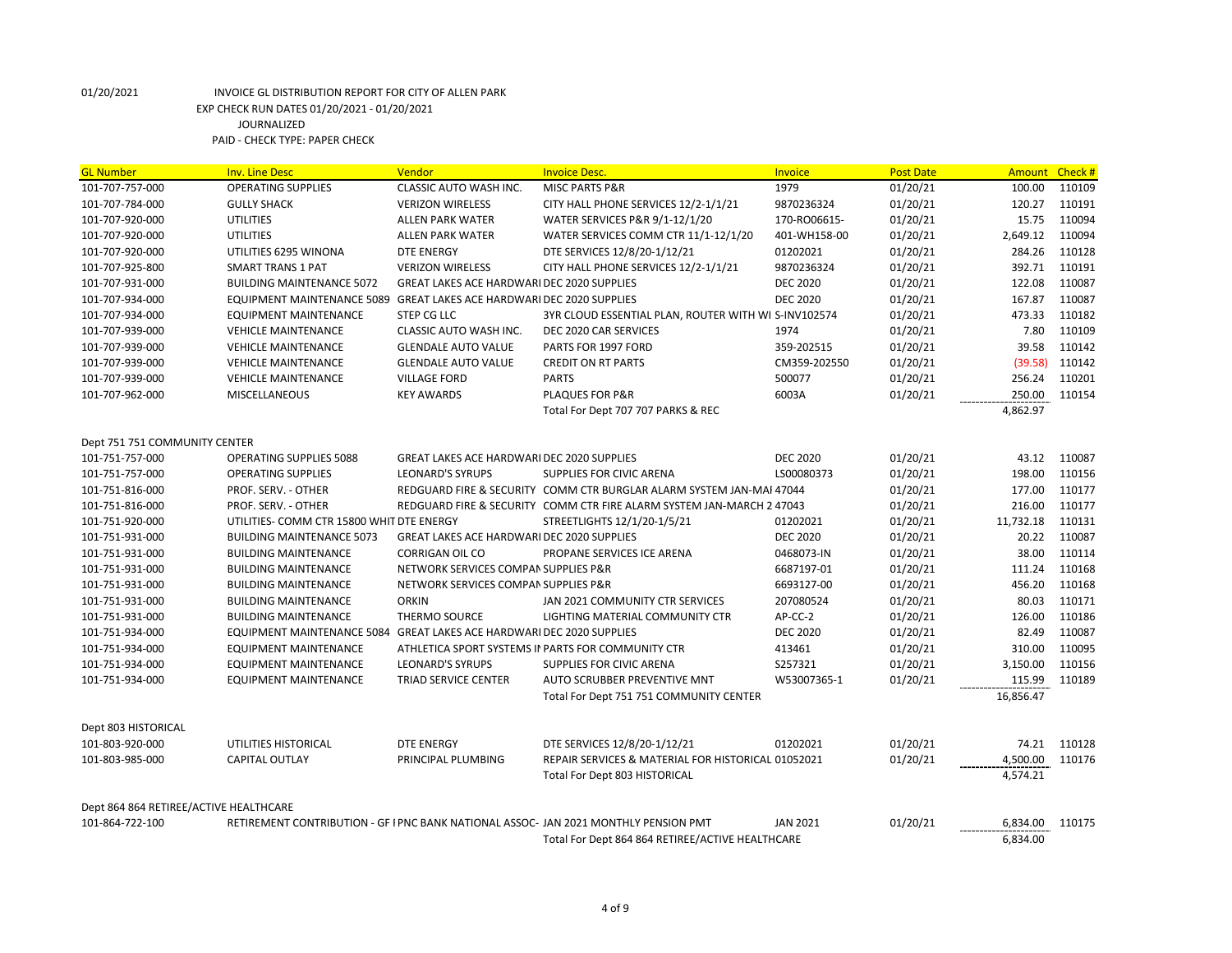01/20/2021 INVOICE GL DISTRIBUTION REPORT FOR CITY OF ALLEN PARK
EXP CHECK RUN DATES 01/20/2021 - 01/20/2021
JOURNALIZED
PAID - CHECK TYPE: PAPER CHECK

| GL Number | Inv. Line Desc | Vendor | Invoice Desc. | Invoice | Post Date | Amount | Check # |
|---|---|---|---|---|---|---|---|
| 101-707-757-000 | OPERATING SUPPLIES | CLASSIC AUTO WASH INC. | MISC PARTS P&R | 1979 | 01/20/21 | 100.00 | 110109 |
| 101-707-784-000 | GULLY SHACK | VERIZON WIRELESS | CITY HALL PHONE SERVICES 12/2-1/1/21 | 9870236324 | 01/20/21 | 120.27 | 110191 |
| 101-707-920-000 | UTILITIES | ALLEN PARK WATER | WATER SERVICES P&R 9/1-12/1/20 | 170-RO06615- | 01/20/21 | 15.75 | 110094 |
| 101-707-920-000 | UTILITIES | ALLEN PARK WATER | WATER SERVICES COMM CTR 11/1-12/1/20 | 401-WH158-00 | 01/20/21 | 2,649.12 | 110094 |
| 101-707-920-000 | UTILITIES 6295 WINONA | DTE ENERGY | DTE SERVICES 12/8/20-1/12/21 | 01202021 | 01/20/21 | 284.26 | 110128 |
| 101-707-925-800 | SMART TRANS 1 PAT | VERIZON WIRELESS | CITY HALL PHONE SERVICES 12/2-1/1/21 | 9870236324 | 01/20/21 | 392.71 | 110191 |
| 101-707-931-000 | BUILDING MAINTENANCE 5072 | GREAT LAKES ACE HARDWARI | DEC 2020 SUPPLIES | DEC 2020 | 01/20/21 | 122.08 | 110087 |
| 101-707-934-000 | EQUIPMENT MAINTENANCE 5089 | GREAT LAKES ACE HARDWARI | DEC 2020 SUPPLIES | DEC 2020 | 01/20/21 | 167.87 | 110087 |
| 101-707-934-000 | EQUIPMENT MAINTENANCE | STEP CG LLC | 3YR CLOUD ESSENTIAL PLAN, ROUTER WITH WI | S-INV102574 | 01/20/21 | 473.33 | 110182 |
| 101-707-939-000 | VEHICLE MAINTENANCE | CLASSIC AUTO WASH INC. | DEC 2020 CAR SERVICES | 1974 | 01/20/21 | 7.80 | 110109 |
| 101-707-939-000 | VEHICLE MAINTENANCE | GLENDALE AUTO VALUE | PARTS FOR 1997 FORD | 359-202515 | 01/20/21 | 39.58 | 110142 |
| 101-707-939-000 | VEHICLE MAINTENANCE | GLENDALE AUTO VALUE | CREDIT ON RT PARTS | CM359-202550 | 01/20/21 | (39.58) | 110142 |
| 101-707-939-000 | VEHICLE MAINTENANCE | VILLAGE FORD | PARTS | 500077 | 01/20/21 | 256.24 | 110201 |
| 101-707-962-000 | MISCELLANEOUS | KEY AWARDS | PLAQUES FOR P&R | 6003A | 01/20/21 | 250.00 | 110154 |
| | | | Total For Dept 707 707 PARKS & REC | | | 4,862.97 | |
| Dept 751 751 COMMUNITY CENTER | | | | | | | |
| 101-751-757-000 | OPERATING SUPPLIES 5088 | GREAT LAKES ACE HARDWARI | DEC 2020 SUPPLIES | DEC 2020 | 01/20/21 | 43.12 | 110087 |
| 101-751-757-000 | OPERATING SUPPLIES | LEONARD'S SYRUPS | SUPPLIES FOR CIVIC ARENA | LS00080373 | 01/20/21 | 198.00 | 110156 |
| 101-751-816-000 | PROF. SERV. - OTHER | REDGUARD FIRE & SECURITY | COMM CTR BURGLAR ALARM SYSTEM JAN-MAI | 47044 | 01/20/21 | 177.00 | 110177 |
| 101-751-816-000 | PROF. SERV. - OTHER | REDGUARD FIRE & SECURITY | COMM CTR FIRE ALARM SYSTEM JAN-MARCH 2 | 47043 | 01/20/21 | 216.00 | 110177 |
| 101-751-920-000 | UTILITIES- COMM CTR 15800 WHIT | DTE ENERGY | STREETLIGHTS 12/1/20-1/5/21 | 01202021 | 01/20/21 | 11,732.18 | 110131 |
| 101-751-931-000 | BUILDING MAINTENANCE 5073 | GREAT LAKES ACE HARDWARI | DEC 2020 SUPPLIES | DEC 2020 | 01/20/21 | 20.22 | 110087 |
| 101-751-931-000 | BUILDING MAINTENANCE | CORRIGAN OIL CO | PROPANE SERVICES ICE ARENA | 0468073-IN | 01/20/21 | 38.00 | 110114 |
| 101-751-931-000 | BUILDING MAINTENANCE | NETWORK SERVICES COMPAN | SUPPLIES P&R | 6687197-01 | 01/20/21 | 111.24 | 110168 |
| 101-751-931-000 | BUILDING MAINTENANCE | NETWORK SERVICES COMPAN | SUPPLIES P&R | 6693127-00 | 01/20/21 | 456.20 | 110168 |
| 101-751-931-000 | BUILDING MAINTENANCE | ORKIN | JAN 2021 COMMUNITY CTR SERVICES | 207080524 | 01/20/21 | 80.03 | 110171 |
| 101-751-931-000 | BUILDING MAINTENANCE | THERMO SOURCE | LIGHTING MATERIAL COMMUNITY CTR | AP-CC-2 | 01/20/21 | 126.00 | 110186 |
| 101-751-934-000 | EQUIPMENT MAINTENANCE 5084 | GREAT LAKES ACE HARDWARI | DEC 2020 SUPPLIES | DEC 2020 | 01/20/21 | 82.49 | 110087 |
| 101-751-934-000 | EQUIPMENT MAINTENANCE | ATHLETICA SPORT SYSTEMS I | PARTS FOR COMMUNITY CTR | 413461 | 01/20/21 | 310.00 | 110095 |
| 101-751-934-000 | EQUIPMENT MAINTENANCE | LEONARD'S SYRUPS | SUPPLIES FOR CIVIC ARENA | S257321 | 01/20/21 | 3,150.00 | 110156 |
| 101-751-934-000 | EQUIPMENT MAINTENANCE | TRIAD SERVICE CENTER | AUTO SCRUBBER PREVENTIVE MNT | W53007365-1 | 01/20/21 | 115.99 | 110189 |
| | | | Total For Dept 751 751 COMMUNITY CENTER | | | 16,856.47 | |
| Dept 803 HISTORICAL | | | | | | | |
| 101-803-920-000 | UTILITIES HISTORICAL | DTE ENERGY | DTE SERVICES 12/8/20-1/12/21 | 01202021 | 01/20/21 | 74.21 | 110128 |
| 101-803-985-000 | CAPITAL OUTLAY | PRINCIPAL PLUMBING | REPAIR SERVICES & MATERIAL FOR HISTORICAL | 01052021 | 01/20/21 | 4,500.00 | 110176 |
| | | | Total For Dept 803 HISTORICAL | | | 4,574.21 | |
| Dept 864 864 RETIREE/ACTIVE HEALTHCARE | | | | | | | |
| 101-864-722-100 | RETIREMENT CONTRIBUTION - GF I | PNC BANK NATIONAL ASSOC- | JAN 2021 MONTHLY PENSION PMT | JAN 2021 | 01/20/21 | 6,834.00 | 110175 |
| | | | Total For Dept 864 864 RETIREE/ACTIVE HEALTHCARE | | | 6,834.00 | |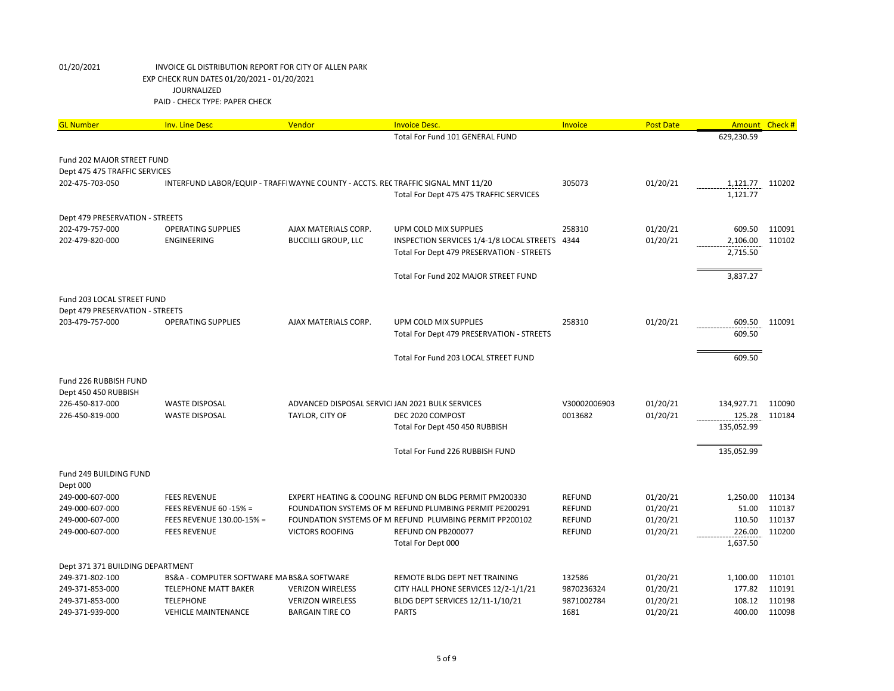01/20/2021 INVOICE GL DISTRIBUTION REPORT FOR CITY OF ALLEN PARK
EXP CHECK RUN DATES 01/20/2021 - 01/20/2021
JOURNALIZED
PAID - CHECK TYPE: PAPER CHECK

| GL Number | Inv. Line Desc | Vendor | Invoice Desc. | Invoice | Post Date | Amount | Check # |
|---|---|---|---|---|---|---|---|
| | | | Total For Fund 101 GENERAL FUND | | | 629,230.59 | |
| Fund 202 MAJOR STREET FUND | | | | | | | |
| Dept 475 475 TRAFFIC SERVICES | | | | | | | |
| 202-475-703-050 | INTERFUND LABOR/EQUIP - TRAFFI | WAYNE COUNTY - ACCTS. REC | TRAFFIC SIGNAL MNT 11/20 | 305073 | 01/20/21 | 1,121.77 | 110202 |
| | | | Total For Dept 475 475 TRAFFIC SERVICES | | | 1,121.77 | |
| Dept 479 PRESERVATION - STREETS | | | | | | | |
| 202-479-757-000 | OPERATING SUPPLIES | AJAX MATERIALS CORP. | UPM COLD MIX SUPPLIES | 258310 | 01/20/21 | 609.50 | 110091 |
| 202-479-820-000 | ENGINEERING | BUCCILLI GROUP, LLC | INSPECTION SERVICES 1/4-1/8 LOCAL STREETS | 4344 | 01/20/21 | 2,106.00 | 110102 |
| | | | Total For Dept 479 PRESERVATION - STREETS | | | 2,715.50 | |
| | | | Total For Fund 202 MAJOR STREET FUND | | | 3,837.27 | |
| Fund 203 LOCAL STREET FUND | | | | | | | |
| Dept 479 PRESERVATION - STREETS | | | | | | | |
| 203-479-757-000 | OPERATING SUPPLIES | AJAX MATERIALS CORP. | UPM COLD MIX SUPPLIES | 258310 | 01/20/21 | 609.50 | 110091 |
| | | | Total For Dept 479 PRESERVATION - STREETS | | | 609.50 | |
| | | | Total For Fund 203 LOCAL STREET FUND | | | 609.50 | |
| Fund 226 RUBBISH FUND | | | | | | | |
| Dept 450 450 RUBBISH | | | | | | | |
| 226-450-817-000 | WASTE DISPOSAL | ADVANCED DISPOSAL SERVICI | JAN 2021 BULK SERVICES | V30002006903 | 01/20/21 | 134,927.71 | 110090 |
| 226-450-819-000 | WASTE DISPOSAL | TAYLOR, CITY OF | DEC 2020 COMPOST | 0013682 | 01/20/21 | 125.28 | 110184 |
| | | | Total For Dept 450 450 RUBBISH | | | 135,052.99 | |
| | | | Total For Fund 226 RUBBISH FUND | | | 135,052.99 | |
| Fund 249 BUILDING FUND | | | | | | | |
| Dept 000 | | | | | | | |
| 249-000-607-000 | FEES REVENUE | EXPERT HEATING & COOLING | REFUND ON BLDG PERMIT PM200330 | REFUND | 01/20/21 | 1,250.00 | 110134 |
| 249-000-607-000 | FEES REVENUE 60 -15% = | FOUNDATION SYSTEMS OF M | REFUND PLUMBING PERMIT PE200291 | REFUND | 01/20/21 | 51.00 | 110137 |
| 249-000-607-000 | FEES REVENUE 130.00-15% = | FOUNDATION SYSTEMS OF M | REFUND PLUMBING PERMIT PP200102 | REFUND | 01/20/21 | 110.50 | 110137 |
| 249-000-607-000 | FEES REVENUE | VICTORS ROOFING | REFUND ON PB200077 | REFUND | 01/20/21 | 226.00 | 110200 |
| | | | Total For Dept 000 | | | 1,637.50 | |
| Dept 371 371 BUILDING DEPARTMENT | | | | | | | |
| 249-371-802-100 | BS&A - COMPUTER SOFTWARE MA | BS&A SOFTWARE | REMOTE BLDG DEPT NET TRAINING | 132586 | 01/20/21 | 1,100.00 | 110101 |
| 249-371-853-000 | TELEPHONE MATT BAKER | VERIZON WIRELESS | CITY HALL PHONE SERVICES 12/2-1/1/21 | 9870236324 | 01/20/21 | 177.82 | 110191 |
| 249-371-853-000 | TELEPHONE | VERIZON WIRELESS | BLDG DEPT SERVICES 12/11-1/10/21 | 9871002784 | 01/20/21 | 108.12 | 110198 |
| 249-371-939-000 | VEHICLE MAINTENANCE | BARGAIN TIRE CO | PARTS | 1681 | 01/20/21 | 400.00 | 110098 |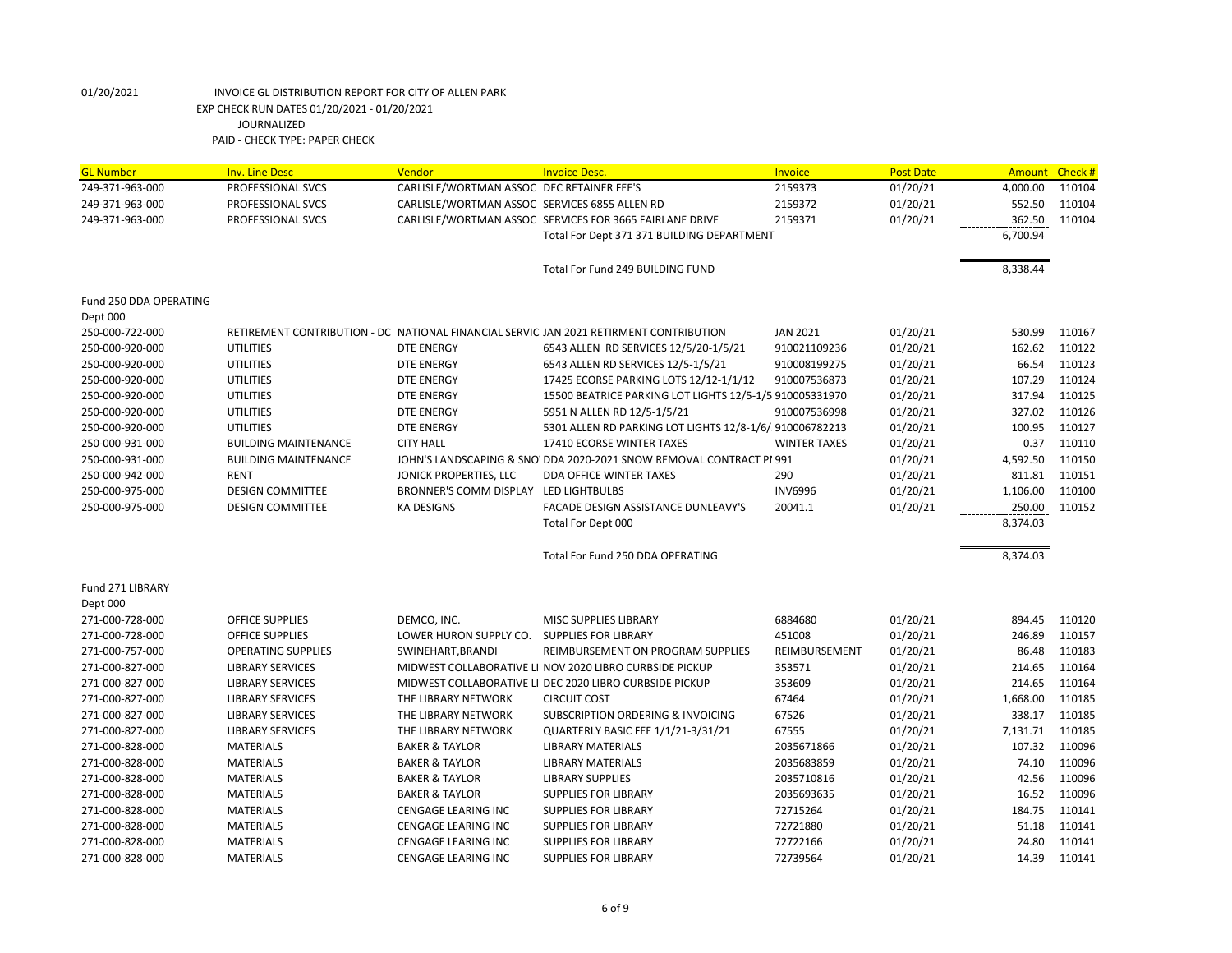01/20/2021 INVOICE GL DISTRIBUTION REPORT FOR CITY OF ALLEN PARK
EXP CHECK RUN DATES 01/20/2021 - 01/20/2021
JOURNALIZED
PAID - CHECK TYPE: PAPER CHECK

| GL Number | Inv. Line Desc | Vendor | Invoice Desc. | Invoice | Post Date | Amount | Check # |
|---|---|---|---|---|---|---|---|
| 249-371-963-000 | PROFESSIONAL SVCS | CARLISLE/WORTMAN ASSOC I | DEC RETAINER FEE'S | 2159373 | 01/20/21 | 4,000.00 | 110104 |
| 249-371-963-000 | PROFESSIONAL SVCS | CARLISLE/WORTMAN ASSOC I | SERVICES 6855 ALLEN RD | 2159372 | 01/20/21 | 552.50 | 110104 |
| 249-371-963-000 | PROFESSIONAL SVCS | CARLISLE/WORTMAN ASSOC I | SERVICES FOR 3665 FAIRLANE DRIVE | 2159371 | 01/20/21 | 362.50 | 110104 |
| | | | Total For Dept 371 371 BUILDING DEPARTMENT | | | 6,700.94 | |
| | | | Total For Fund 249 BUILDING FUND | | | 8,338.44 | |
| Fund 250 DDA OPERATING | | | | | | | |
| Dept 000 | | | | | | | |
| 250-000-722-000 | RETIREMENT CONTRIBUTION - DC | NATIONAL FINANCIAL SERVICI | JAN 2021 RETIRMENT CONTRIBUTION | JAN 2021 | 01/20/21 | 530.99 | 110167 |
| 250-000-920-000 | UTILITIES | DTE ENERGY | 6543 ALLEN RD SERVICES 12/5/20-1/5/21 | 910021109236 | 01/20/21 | 162.62 | 110122 |
| 250-000-920-000 | UTILITIES | DTE ENERGY | 6543 ALLEN RD SERVICES 12/5-1/5/21 | 910008199275 | 01/20/21 | 66.54 | 110123 |
| 250-000-920-000 | UTILITIES | DTE ENERGY | 17425 ECORSE PARKING LOTS 12/12-1/1/12 | 910007536873 | 01/20/21 | 107.29 | 110124 |
| 250-000-920-000 | UTILITIES | DTE ENERGY | 15500 BEATRICE PARKING LOT LIGHTS 12/5-1/5 | 910005331970 | 01/20/21 | 317.94 | 110125 |
| 250-000-920-000 | UTILITIES | DTE ENERGY | 5951 N ALLEN RD 12/5-1/5/21 | 910007536998 | 01/20/21 | 327.02 | 110126 |
| 250-000-920-000 | UTILITIES | DTE ENERGY | 5301 ALLEN RD PARKING LOT LIGHTS 12/8-1/6/ | 910006782213 | 01/20/21 | 100.95 | 110127 |
| 250-000-931-000 | BUILDING MAINTENANCE | CITY HALL | 17410 ECORSE WINTER TAXES | WINTER TAXES | 01/20/21 | 0.37 | 110110 |
| 250-000-931-000 | BUILDING MAINTENANCE | JOHN'S LANDSCAPING & SNO | DDA 2020-2021 SNOW REMOVAL CONTRACT PI | 991 | 01/20/21 | 4,592.50 | 110150 |
| 250-000-942-000 | RENT | JONICK PROPERTIES, LLC | DDA OFFICE WINTER TAXES | 290 | 01/20/21 | 811.81 | 110151 |
| 250-000-975-000 | DESIGN COMMITTEE | BRONNER'S COMM DISPLAY | LED LIGHTBULBS | INV6996 | 01/20/21 | 1,106.00 | 110100 |
| 250-000-975-000 | DESIGN COMMITTEE | KA DESIGNS | FACADE DESIGN ASSISTANCE DUNLEAVY'S | 20041.1 | 01/20/21 | 250.00 | 110152 |
| | | | Total For Dept 000 | | | 8,374.03 | |
| | | | Total For Fund 250 DDA OPERATING | | | 8,374.03 | |
| Fund 271 LIBRARY | | | | | | | |
| Dept 000 | | | | | | | |
| 271-000-728-000 | OFFICE SUPPLIES | DEMCO, INC. | MISC SUPPLIES LIBRARY | 6884680 | 01/20/21 | 894.45 | 110120 |
| 271-000-728-000 | OFFICE SUPPLIES | LOWER HURON SUPPLY CO. | SUPPLIES FOR LIBRARY | 451008 | 01/20/21 | 246.89 | 110157 |
| 271-000-757-000 | OPERATING SUPPLIES | SWINEHART,BRANDI | REIMBURSEMENT ON PROGRAM SUPPLIES | REIMBURSEMENT | 01/20/21 | 86.48 | 110183 |
| 271-000-827-000 | LIBRARY SERVICES | MIDWEST COLLABORATIVE LI | NOV 2020 LIBRO CURBSIDE PICKUP | 353571 | 01/20/21 | 214.65 | 110164 |
| 271-000-827-000 | LIBRARY SERVICES | MIDWEST COLLABORATIVE LI | DEC 2020 LIBRO CURBSIDE PICKUP | 353609 | 01/20/21 | 214.65 | 110164 |
| 271-000-827-000 | LIBRARY SERVICES | THE LIBRARY NETWORK | CIRCUIT COST | 67464 | 01/20/21 | 1,668.00 | 110185 |
| 271-000-827-000 | LIBRARY SERVICES | THE LIBRARY NETWORK | SUBSCRIPTION ORDERING & INVOICING | 67526 | 01/20/21 | 338.17 | 110185 |
| 271-000-827-000 | LIBRARY SERVICES | THE LIBRARY NETWORK | QUARTERLY BASIC FEE 1/1/21-3/31/21 | 67555 | 01/20/21 | 7,131.71 | 110185 |
| 271-000-828-000 | MATERIALS | BAKER & TAYLOR | LIBRARY MATERIALS | 2035671866 | 01/20/21 | 107.32 | 110096 |
| 271-000-828-000 | MATERIALS | BAKER & TAYLOR | LIBRARY MATERIALS | 2035683859 | 01/20/21 | 74.10 | 110096 |
| 271-000-828-000 | MATERIALS | BAKER & TAYLOR | LIBRARY SUPPLIES | 2035710816 | 01/20/21 | 42.56 | 110096 |
| 271-000-828-000 | MATERIALS | BAKER & TAYLOR | SUPPLIES FOR LIBRARY | 2035693635 | 01/20/21 | 16.52 | 110096 |
| 271-000-828-000 | MATERIALS | CENGAGE LEARING INC | SUPPLIES FOR LIBRARY | 72715264 | 01/20/21 | 184.75 | 110141 |
| 271-000-828-000 | MATERIALS | CENGAGE LEARING INC | SUPPLIES FOR LIBRARY | 72721880 | 01/20/21 | 51.18 | 110141 |
| 271-000-828-000 | MATERIALS | CENGAGE LEARING INC | SUPPLIES FOR LIBRARY | 72722166 | 01/20/21 | 24.80 | 110141 |
| 271-000-828-000 | MATERIALS | CENGAGE LEARING INC | SUPPLIES FOR LIBRARY | 72739564 | 01/20/21 | 14.39 | 110141 |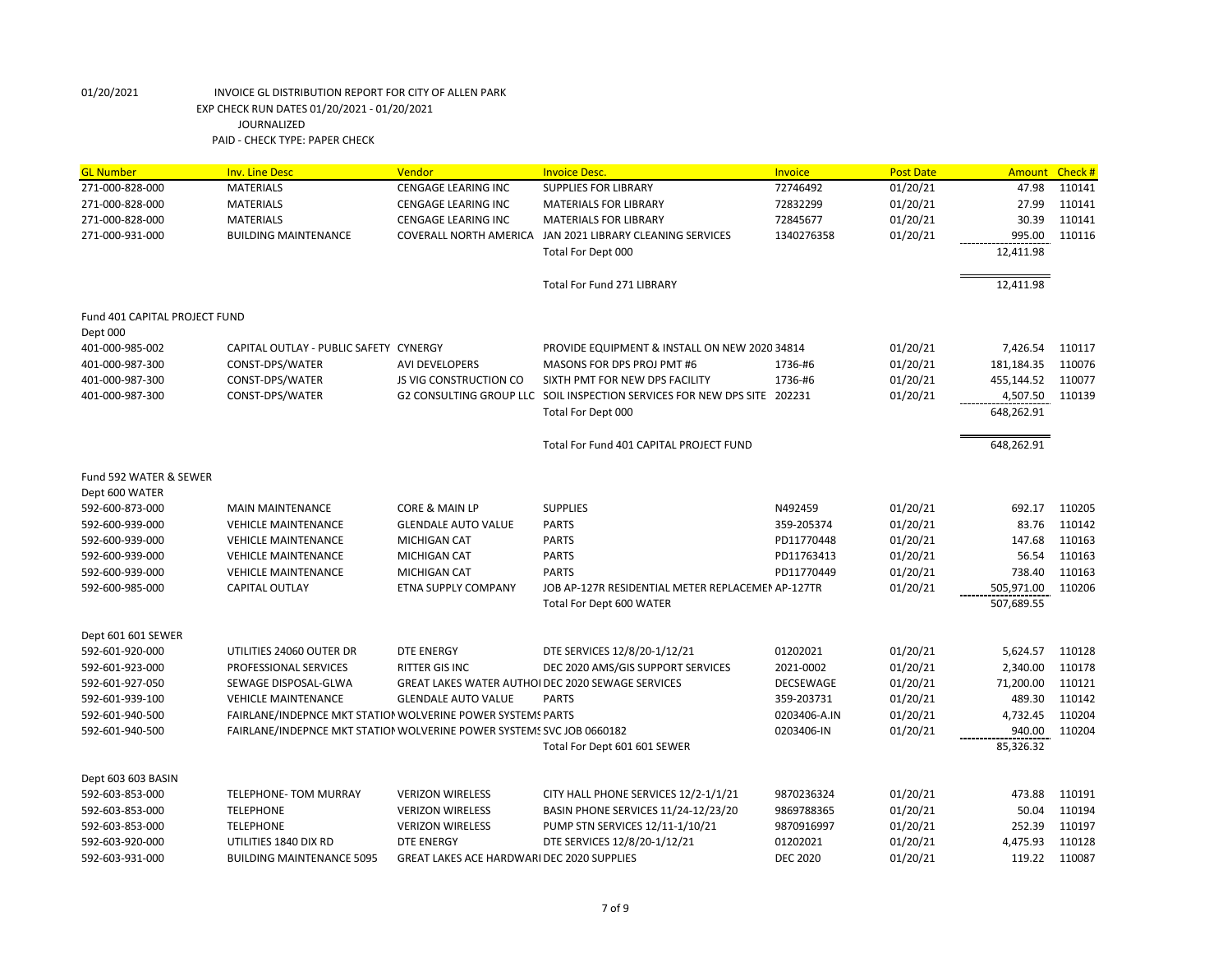01/20/2021 INVOICE GL DISTRIBUTION REPORT FOR CITY OF ALLEN PARK
EXP CHECK RUN DATES 01/20/2021 - 01/20/2021
JOURNALIZED
PAID - CHECK TYPE: PAPER CHECK

| GL Number | Inv. Line Desc | Vendor | Invoice Desc. | Invoice | Post Date | Amount | Check # |
|---|---|---|---|---|---|---|---|
| 271-000-828-000 | MATERIALS | CENGAGE LEARING INC | SUPPLIES FOR LIBRARY | 72746492 | 01/20/21 | 47.98 | 110141 |
| 271-000-828-000 | MATERIALS | CENGAGE LEARING INC | MATERIALS FOR LIBRARY | 72832299 | 01/20/21 | 27.99 | 110141 |
| 271-000-828-000 | MATERIALS | CENGAGE LEARING INC | MATERIALS FOR LIBRARY | 72845677 | 01/20/21 | 30.39 | 110141 |
| 271-000-931-000 | BUILDING MAINTENANCE | COVERALL NORTH AMERICA | JAN 2021 LIBRARY CLEANING SERVICES | 1340276358 | 01/20/21 | 995.00 | 110116 |
| | | | Total For Dept 000 | | | 12,411.98 | |
| | | | Total For Fund 271 LIBRARY | | | 12,411.98 | |
| Fund 401 CAPITAL PROJECT FUND | | | | | | | |
| Dept 000 | | | | | | | |
| 401-000-985-002 | CAPITAL OUTLAY - PUBLIC SAFETY | CYNERGY | PROVIDE EQUIPMENT & INSTALL ON NEW 2020 | 34814 | 01/20/21 | 7,426.54 | 110117 |
| 401-000-987-300 | CONST-DPS/WATER | AVI DEVELOPERS | MASONS FOR DPS PROJ PMT #6 | 1736-#6 | 01/20/21 | 181,184.35 | 110076 |
| 401-000-987-300 | CONST-DPS/WATER | JS VIG CONSTRUCTION CO | SIXTH PMT FOR NEW DPS FACILITY | 1736-#6 | 01/20/21 | 455,144.52 | 110077 |
| 401-000-987-300 | CONST-DPS/WATER | G2 CONSULTING GROUP LLC | SOIL INSPECTION SERVICES FOR NEW DPS SITE | 202231 | 01/20/21 | 4,507.50 | 110139 |
| | | | Total For Dept 000 | | | 648,262.91 | |
| | | | Total For Fund 401 CAPITAL PROJECT FUND | | | 648,262.91 | |
| Fund 592 WATER & SEWER | | | | | | | |
| Dept 600 WATER | | | | | | | |
| 592-600-873-000 | MAIN MAINTENANCE | CORE & MAIN LP | SUPPLIES | N492459 | 01/20/21 | 692.17 | 110205 |
| 592-600-939-000 | VEHICLE MAINTENANCE | GLENDALE AUTO VALUE | PARTS | 359-205374 | 01/20/21 | 83.76 | 110142 |
| 592-600-939-000 | VEHICLE MAINTENANCE | MICHIGAN CAT | PARTS | PD11770448 | 01/20/21 | 147.68 | 110163 |
| 592-600-939-000 | VEHICLE MAINTENANCE | MICHIGAN CAT | PARTS | PD11763413 | 01/20/21 | 56.54 | 110163 |
| 592-600-939-000 | VEHICLE MAINTENANCE | MICHIGAN CAT | PARTS | PD11770449 | 01/20/21 | 738.40 | 110163 |
| 592-600-985-000 | CAPITAL OUTLAY | ETNA SUPPLY COMPANY | JOB AP-127R RESIDENTIAL METER REPLACEMEN | AP-127TR | 01/20/21 | 505,971.00 | 110206 |
| | | | Total For Dept 600 WATER | | | 507,689.55 | |
| Dept 601 601 SEWER | | | | | | | |
| 592-601-920-000 | UTILITIES 24060 OUTER DR | DTE ENERGY | DTE SERVICES 12/8/20-1/12/21 | 01202021 | 01/20/21 | 5,624.57 | 110128 |
| 592-601-923-000 | PROFESSIONAL SERVICES | RITTER GIS INC | DEC 2020 AMS/GIS SUPPORT SERVICES | 2021-0002 | 01/20/21 | 2,340.00 | 110178 |
| 592-601-927-050 | SEWAGE DISPOSAL-GLWA | GREAT LAKES WATER AUTHOI | DEC 2020 SEWAGE SERVICES | DECSEWAGE | 01/20/21 | 71,200.00 | 110121 |
| 592-601-939-100 | VEHICLE MAINTENANCE | GLENDALE AUTO VALUE | PARTS | 359-203731 | 01/20/21 | 489.30 | 110142 |
| 592-601-940-500 | FAIRLANE/INDEPNCE MKT STATION | WOLVERINE POWER SYSTEMS | PARTS | 0203406-A.IN | 01/20/21 | 4,732.45 | 110204 |
| 592-601-940-500 | FAIRLANE/INDEPNCE MKT STATION | WOLVERINE POWER SYSTEMS | SVC JOB 0660182 | 0203406-IN | 01/20/21 | 940.00 | 110204 |
| | | | Total For Dept 601 601 SEWER | | | 85,326.32 | |
| Dept 603 603 BASIN | | | | | | | |
| 592-603-853-000 | TELEPHONE- TOM MURRAY | VERIZON WIRELESS | CITY HALL PHONE SERVICES 12/2-1/1/21 | 9870236324 | 01/20/21 | 473.88 | 110191 |
| 592-603-853-000 | TELEPHONE | VERIZON WIRELESS | BASIN PHONE SERVICES 11/24-12/23/20 | 9869788365 | 01/20/21 | 50.04 | 110194 |
| 592-603-853-000 | TELEPHONE | VERIZON WIRELESS | PUMP STN SERVICES 12/11-1/10/21 | 9870916997 | 01/20/21 | 252.39 | 110197 |
| 592-603-920-000 | UTILITIES 1840 DIX RD | DTE ENERGY | DTE SERVICES 12/8/20-1/12/21 | 01202021 | 01/20/21 | 4,475.93 | 110128 |
| 592-603-931-000 | BUILDING MAINTENANCE 5095 | GREAT LAKES ACE HARDWARI | DEC 2020 SUPPLIES | DEC 2020 | 01/20/21 | 119.22 | 110087 |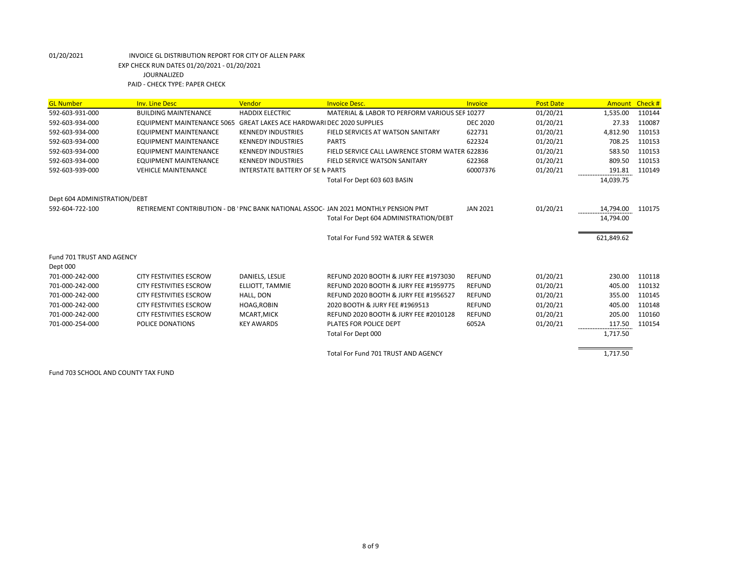01/20/2021 INVOICE GL DISTRIBUTION REPORT FOR CITY OF ALLEN PARK

EXP CHECK RUN DATES 01/20/2021 - 01/20/2021

JOURNALIZED

PAID - CHECK TYPE: PAPER CHECK

| GL Number | Inv. Line Desc | Vendor | Invoice Desc. | Invoice | Post Date | Amount | Check # |
|---|---|---|---|---|---|---|---|
| 592-603-931-000 | BUILDING MAINTENANCE | HADDIX ELECTRIC | MATERIAL & LABOR TO PERFORM VARIOUS SEF | 10277 | 01/20/21 | 1,535.00 | 110144 |
| 592-603-934-000 | EQUIPMENT MAINTENANCE 5065 | GREAT LAKES ACE HARDWARI | DEC 2020 SUPPLIES | DEC 2020 | 01/20/21 | 27.33 | 110087 |
| 592-603-934-000 | EQUIPMENT MAINTENANCE | KENNEDY INDUSTRIES | FIELD SERVICES AT WATSON SANITARY | 622731 | 01/20/21 | 4,812.90 | 110153 |
| 592-603-934-000 | EQUIPMENT MAINTENANCE | KENNEDY INDUSTRIES | PARTS | 622324 | 01/20/21 | 708.25 | 110153 |
| 592-603-934-000 | EQUIPMENT MAINTENANCE | KENNEDY INDUSTRIES | FIELD SERVICE CALL LAWRENCE STORM WATER | 622836 | 01/20/21 | 583.50 | 110153 |
| 592-603-934-000 | EQUIPMENT MAINTENANCE | KENNEDY INDUSTRIES | FIELD SERVICE WATSON SANITARY | 622368 | 01/20/21 | 809.50 | 110153 |
| 592-603-939-000 | VEHICLE MAINTENANCE | INTERSTATE BATTERY OF SE N | PARTS | 60007376 | 01/20/21 | 191.81 | 110149 |
| | | | Total For Dept 603 603 BASIN | | | 14,039.75 | |
| Dept 604 ADMINISTRATION/DEBT | | | | | | | |
| 592-604-722-100 | RETIREMENT CONTRIBUTION - DB | PNC BANK NATIONAL ASSOC- | JAN 2021 MONTHLY PENSION PMT | JAN 2021 | 01/20/21 | 14,794.00 | 110175 |
| | | | Total For Dept 604 ADMINISTRATION/DEBT | | | 14,794.00 | |
| | | | Total For Fund 592 WATER & SEWER | | | 621,849.62 | |
| Fund 701 TRUST AND AGENCY | | | | | | | |
| Dept 000 | | | | | | | |
| 701-000-242-000 | CITY FESTIVITIES ESCROW | DANIELS, LESLIE | REFUND 2020 BOOTH & JURY FEE #1973030 | REFUND | 01/20/21 | 230.00 | 110118 |
| 701-000-242-000 | CITY FESTIVITIES ESCROW | ELLIOTT, TAMMIE | REFUND 2020 BOOTH & JURY FEE #1959775 | REFUND | 01/20/21 | 405.00 | 110132 |
| 701-000-242-000 | CITY FESTIVITIES ESCROW | HALL, DON | REFUND 2020 BOOTH & JURY FEE #1956527 | REFUND | 01/20/21 | 355.00 | 110145 |
| 701-000-242-000 | CITY FESTIVITIES ESCROW | HOAG,ROBIN | 2020 BOOTH & JURY FEE #1969513 | REFUND | 01/20/21 | 405.00 | 110148 |
| 701-000-242-000 | CITY FESTIVITIES ESCROW | MCART,MICK | REFUND 2020 BOOTH & JURY FEE #2010128 | REFUND | 01/20/21 | 205.00 | 110160 |
| 701-000-254-000 | POLICE DONATIONS | KEY AWARDS | PLATES FOR POLICE DEPT | 6052A | 01/20/21 | 117.50 | 110154 |
| | | | Total For Dept 000 | | | 1,717.50 | |
| | | | Total For Fund 701 TRUST AND AGENCY | | | 1,717.50 | |

Fund 703 SCHOOL AND COUNTY TAX FUND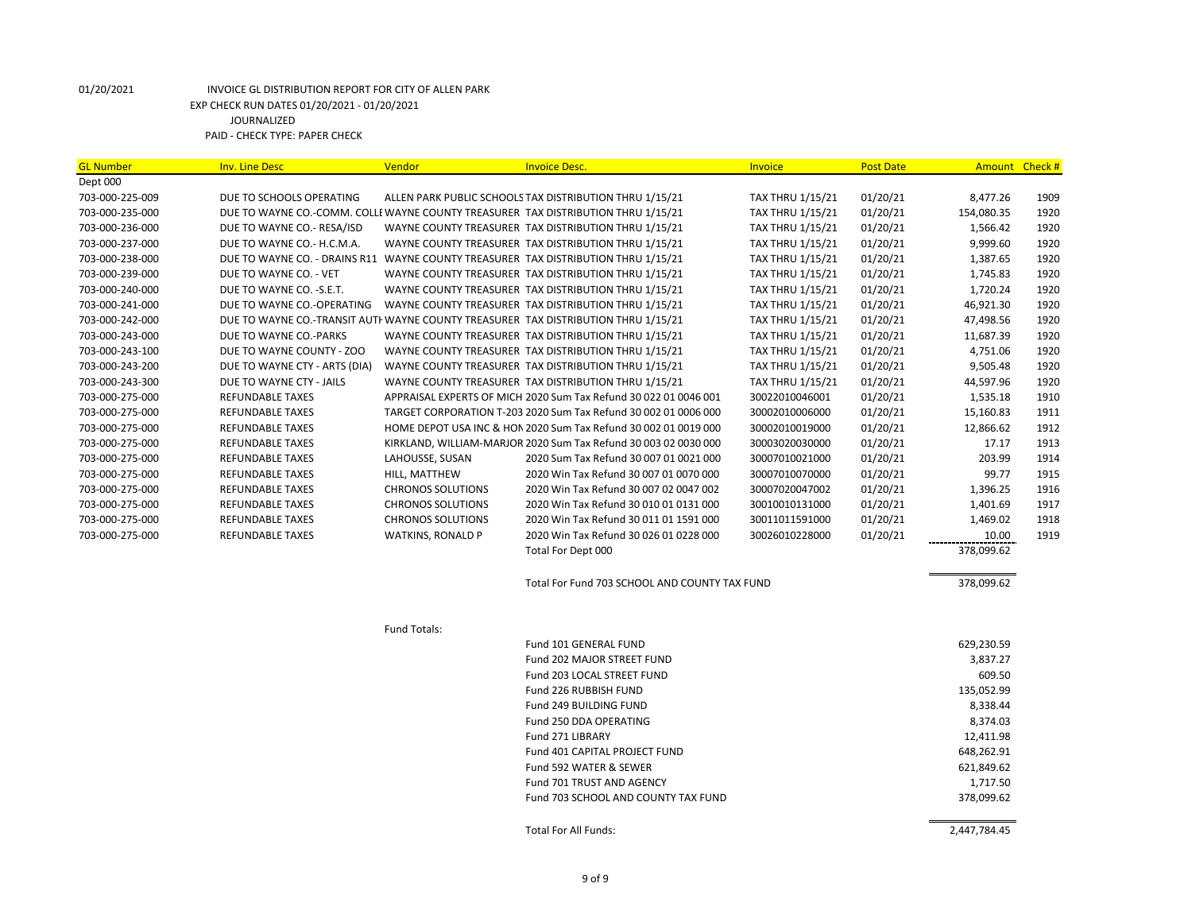01/20/2021 INVOICE GL DISTRIBUTION REPORT FOR CITY OF ALLEN PARK

EXP CHECK RUN DATES 01/20/2021 - 01/20/2021

JOURNALIZED

PAID - CHECK TYPE: PAPER CHECK

| GL Number | Inv. Line Desc | Vendor | Invoice Desc. | Invoice | Post Date | Amount | Check # |
|---|---|---|---|---|---|---|---|
| Dept 000 | | | | | | | |
| 703-000-225-009 | DUE TO SCHOOLS OPERATING | ALLEN PARK PUBLIC SCHOOLS | TAX DISTRIBUTION THRU 1/15/21 | TAX THRU 1/15/21 | 01/20/21 | 8,477.26 | 1909 |
| 703-000-235-000 | DUE TO WAYNE CO.-COMM. COLLE | WAYNE COUNTY TREASURER | TAX DISTRIBUTION THRU 1/15/21 | TAX THRU 1/15/21 | 01/20/21 | 154,080.35 | 1920 |
| 703-000-236-000 | DUE TO WAYNE CO.- RESA/ISD | WAYNE COUNTY TREASURER | TAX DISTRIBUTION THRU 1/15/21 | TAX THRU 1/15/21 | 01/20/21 | 1,566.42 | 1920 |
| 703-000-237-000 | DUE TO WAYNE CO.- H.C.M.A. | WAYNE COUNTY TREASURER | TAX DISTRIBUTION THRU 1/15/21 | TAX THRU 1/15/21 | 01/20/21 | 9,999.60 | 1920 |
| 703-000-238-000 | DUE TO WAYNE CO. - DRAINS R11 | WAYNE COUNTY TREASURER | TAX DISTRIBUTION THRU 1/15/21 | TAX THRU 1/15/21 | 01/20/21 | 1,387.65 | 1920 |
| 703-000-239-000 | DUE TO WAYNE CO. - VET | WAYNE COUNTY TREASURER | TAX DISTRIBUTION THRU 1/15/21 | TAX THRU 1/15/21 | 01/20/21 | 1,745.83 | 1920 |
| 703-000-240-000 | DUE TO WAYNE CO. -S.E.T. | WAYNE COUNTY TREASURER | TAX DISTRIBUTION THRU 1/15/21 | TAX THRU 1/15/21 | 01/20/21 | 1,720.24 | 1920 |
| 703-000-241-000 | DUE TO WAYNE CO.-OPERATING | WAYNE COUNTY TREASURER | TAX DISTRIBUTION THRU 1/15/21 | TAX THRU 1/15/21 | 01/20/21 | 46,921.30 | 1920 |
| 703-000-242-000 | DUE TO WAYNE CO.-TRANSIT AUTH | WAYNE COUNTY TREASURER | TAX DISTRIBUTION THRU 1/15/21 | TAX THRU 1/15/21 | 01/20/21 | 47,498.56 | 1920 |
| 703-000-243-000 | DUE TO WAYNE CO.-PARKS | WAYNE COUNTY TREASURER | TAX DISTRIBUTION THRU 1/15/21 | TAX THRU 1/15/21 | 01/20/21 | 11,687.39 | 1920 |
| 703-000-243-100 | DUE TO WAYNE COUNTY - ZOO | WAYNE COUNTY TREASURER | TAX DISTRIBUTION THRU 1/15/21 | TAX THRU 1/15/21 | 01/20/21 | 4,751.06 | 1920 |
| 703-000-243-200 | DUE TO WAYNE CTY - ARTS (DIA) | WAYNE COUNTY TREASURER | TAX DISTRIBUTION THRU 1/15/21 | TAX THRU 1/15/21 | 01/20/21 | 9,505.48 | 1920 |
| 703-000-243-300 | DUE TO WAYNE CTY - JAILS | WAYNE COUNTY TREASURER | TAX DISTRIBUTION THRU 1/15/21 | TAX THRU 1/15/21 | 01/20/21 | 44,597.96 | 1920 |
| 703-000-275-000 | REFUNDABLE TAXES | APPRAISAL EXPERTS OF MICH | 2020 Sum Tax Refund 30 022 01 0046 001 | 30022010046001 | 01/20/21 | 1,535.18 | 1910 |
| 703-000-275-000 | REFUNDABLE TAXES | TARGET CORPORATION T-203 | 2020 Sum Tax Refund 30 002 01 0006 000 | 30002010006000 | 01/20/21 | 15,160.83 | 1911 |
| 703-000-275-000 | REFUNDABLE TAXES | HOME DEPOT USA INC & HON | 2020 Sum Tax Refund 30 002 01 0019 000 | 30002010019000 | 01/20/21 | 12,866.62 | 1912 |
| 703-000-275-000 | REFUNDABLE TAXES | KIRKLAND, WILLIAM-MARJOR | 2020 Sum Tax Refund 30 003 02 0030 000 | 30003020030000 | 01/20/21 | 17.17 | 1913 |
| 703-000-275-000 | REFUNDABLE TAXES | LAHOUSSE, SUSAN | 2020 Sum Tax Refund 30 007 01 0021 000 | 30007010021000 | 01/20/21 | 203.99 | 1914 |
| 703-000-275-000 | REFUNDABLE TAXES | HILL, MATTHEW | 2020 Win Tax Refund 30 007 01 0070 000 | 30007010070000 | 01/20/21 | 99.77 | 1915 |
| 703-000-275-000 | REFUNDABLE TAXES | CHRONOS SOLUTIONS | 2020 Win Tax Refund 30 007 02 0047 002 | 30007020047002 | 01/20/21 | 1,396.25 | 1916 |
| 703-000-275-000 | REFUNDABLE TAXES | CHRONOS SOLUTIONS | 2020 Win Tax Refund 30 010 01 0131 000 | 30010010131000 | 01/20/21 | 1,401.69 | 1917 |
| 703-000-275-000 | REFUNDABLE TAXES | CHRONOS SOLUTIONS | 2020 Win Tax Refund 30 011 01 1591 000 | 30011011591000 | 01/20/21 | 1,469.02 | 1918 |
| 703-000-275-000 | REFUNDABLE TAXES | WATKINS, RONALD P | 2020 Win Tax Refund 30 026 01 0228 000 | 30026010228000 | 01/20/21 | 10.00 | 1919 |
| | | | Total For Dept 000 | | | 378,099.62 | |
| | | | Total For Fund 703 SCHOOL AND COUNTY TAX FUND | | | 378,099.62 | |

Fund Totals:

| | |
|---|---|
| Fund 101 GENERAL FUND | 629,230.59 |
| Fund 202 MAJOR STREET FUND | 3,837.27 |
| Fund 203 LOCAL STREET FUND | 609.50 |
| Fund 226 RUBBISH FUND | 135,052.99 |
| Fund 249 BUILDING FUND | 8,338.44 |
| Fund 250 DDA OPERATING | 8,374.03 |
| Fund 271 LIBRARY | 12,411.98 |
| Fund 401 CAPITAL PROJECT FUND | 648,262.91 |
| Fund 592 WATER & SEWER | 621,849.62 |
| Fund 701 TRUST AND AGENCY | 1,717.50 |
| Fund 703 SCHOOL AND COUNTY TAX FUND | 378,099.62 |
| Total For All Funds: | 2,447,784.45 |